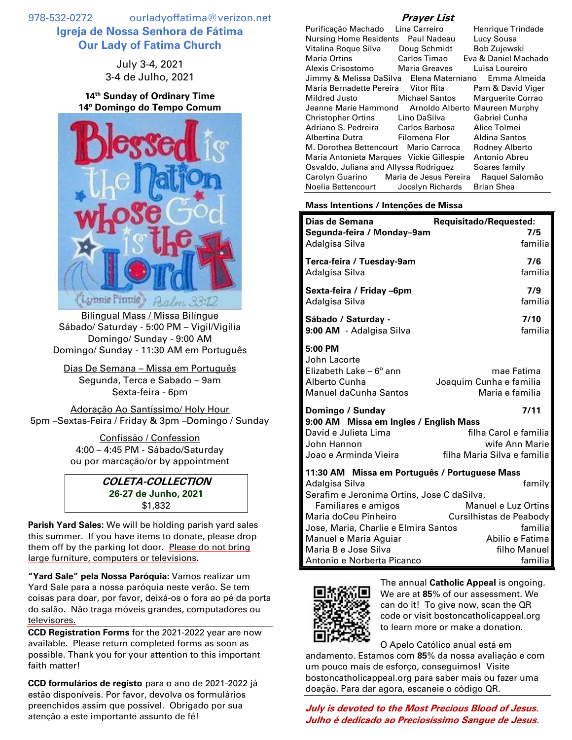978-532-0272 ourladyoffatima@verizon.net

# Igreja de Nossa Senhora de Fátima
# Our Lady of Fatima Church

July 3-4, 2021
3-4 de Julho, 2021

**14th Sunday of Ordinary Time**
**14º Domingo do Tempo Comum**

Blessed is the Nation whose God is the Lord
Lynnie Pinnie — Psalm 33:12

<u>Bilingual Mass / Missa Bilíngue</u>
Sábado/ Saturday - 5:00 PM – Vigil/Vigília
Domingo/ Sunday - 9:00 AM
Domingo/ Sunday - 11:30 AM em Português

<u>Dias De Semana – Missa em Português</u>
Segunda, Terca e Sabado – 9am
Sexta-feira - 6pm

<u>Adoração Ao Santíssimo/ Holy Hour</u>
5pm –Sextas-Feira / Friday & 3pm –Domingo / Sunday

<u>Confissão / Confession</u>
4:00 – 4:45 PM - Sábado/Saturday
ou por marcação/or by appointment

***COLETA-COLLECTION***
**26-27 de Junho, 2021**
$1,832

**Parish Yard Sales:** We will be holding parish yard sales this summer. If you have items to donate, please drop them off by the parking lot door. <u>Please do not bring large furniture, computers or televisions</u>.

**"Yard Sale" pela Nossa Paróquia:** Vamos realizar um Yard Sale para a nossa paróquia neste verão. Se tem coisas para doar, por favor, deixá-os o fora ao pé da porta do salão. <u>Não traga móveis grandes, computadores ou televisores.</u>

**CCD Registration Forms** for the 2021-2022 year are now available. Please return completed forms as soon as possible. Thank you for your attention to this important faith matter!

**CCD formulários de registo** para o ano de 2021-2022 já estão disponíveis. Por favor, devolva os formulários preenchidos assim que possível. Obrigado por sua atenção a este importante assunto de fé!

## *Prayer List*

| | | |
|---|---|---|
| Purificação Machado | Lina Carreiro | Henrique Trindade |
| Nursing Home Residents | Paul Nadeau | Lucy Sousa |
| Vitalina Roque Silva | Doug Schmidt | Bob Zujewski |
| Maria Ortins | Carlos Timao | Eva & Daniel Machado |
| Alexis Crisostomo | Maria Greaves | Luisa Loureiro |
| Jimmy & Melissa DaSilva | Elena Materniano | Emma Almeida |
| Maria Bernadette Pereira | Vitor Rita | Pam & David Viger |
| Mildred Justo | Michael Santos | Marguerite Corrao |
| Jeanne Marie Hammond | Arnoldo Alberto | Maureen Murphy |
| Christopher Ortins | Lino DaSilva | Gabriel Cunha |
| Adriano S. Pedreira | Carlos Barbosa | Alice Tolmei |
| Albertina Dutra | Filomena Flor | Aldina Santos |
| M. Dorothea Bettencourt | Mario Carroca | Rodney Alberto |
| Maria Antonieta Marques | Vickie Gillespie | Antonio Abreu |
| Osvaldo, Juliana and Allyssa Rodriguez | | Soares family |
| Carolyn Guarino | Maria de Jesus Pereira | Raquel Salomão |
| Noelia Bettencourt | Jocelyn Richards | Brian Shea |

**Mass Intentions / Intenções de Missa**

| **Dias de Semana** | **Requisitado/Requested:** |
|---|---|
| **Segunda-feira / Monday–9am** | **7/5** |
| Adalgisa Silva | familia |
| **Terca-feira / Tuesday-9am** | **7/6** |
| Adalgisa Silva | familia |
| **Sexta-feira / Friday –6pm** | **7/9** |
| Adalgisa Silva | familia |
| **Sábado / Saturday -** | **7/10** |
| **9:00 AM** - Adalgisa Silva | familia |
| **5:00 PM** | |
| John Lacorte | |
| Elizabeth Lake – 6º ann | mae Fatima |
| Alberto Cunha | Joaquim Cunha e familia |
| Manuel daCunha Santos | Maria e familia |
| **Domingo / Sunday** | **7/11** |
| **9:00 AM Missa em Ingles / English Mass** | |
| David e Julieta Lima | filha Carol e familia |
| John Hannon | wife Ann Marie |
| Joao e Arminda Vieira | filha Maria Silva e familia |
| **11:30 AM Missa em Português / Portuguese Mass** | |
| Adalgisa Silva | family |
| Serafim e Jeronima Ortins, Jose C daSilva, Familiares e amigos | Manuel e Luz Ortins |
| Maria doCeu Pinheiro | Cursilhistas de Peabody |
| Jose, Maria, Charlie e Elmira Santos | familia |
| Manuel e Maria Aguiar | Abilio e Fatima |
| Maria B e Jose Silva | filho Manuel |
| Antonio e Norberta Picanco | familia |

The annual **Catholic Appeal** is ongoing. We are at **85**% of our assessment. We can do it! To give now, scan the QR code or visit bostoncatholicappeal.org to learn more or make a donation.

O Apelo Católico anual está em andamento. Estamos com **85**% da nossa avaliação e com um pouco mais de esforço, conseguimos! Visite bostoncatholicappeal.org para saber mais ou fazer uma doação. Para dar agora, escaneie o código QR.

***July is devoted to the Most Precious Blood of Jesus.***
***Julho é dedicado ao Preciosíssimo Sangue de Jesus.***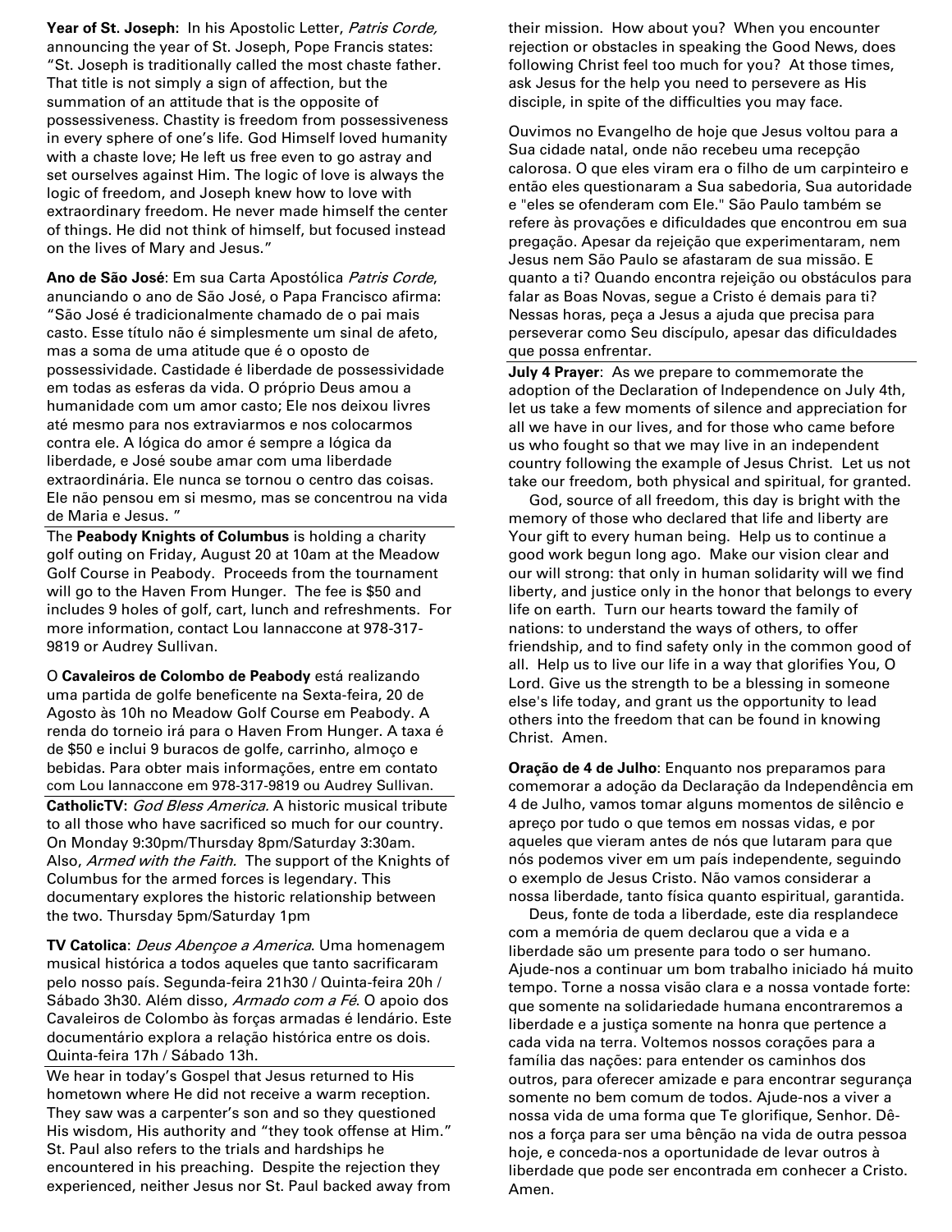**Year of St. Joseph**: In his Apostolic Letter, *Patris Corde,* announcing the year of St. Joseph, Pope Francis states: "St. Joseph is traditionally called the most chaste father. That title is not simply a sign of affection, but the summation of an attitude that is the opposite of possessiveness. Chastity is freedom from possessiveness in every sphere of one's life. God Himself loved humanity with a chaste love; He left us free even to go astray and set ourselves against Him. The logic of love is always the logic of freedom, and Joseph knew how to love with extraordinary freedom. He never made himself the center of things. He did not think of himself, but focused instead on the lives of Mary and Jesus."

**Ano de São José**: Em sua Carta Apostólica *Patris Corde*, anunciando o ano de São José, o Papa Francisco afirma: "São José é tradicionalmente chamado de o pai mais casto. Esse título não é simplesmente um sinal de afeto, mas a soma de uma atitude que é o oposto de possessividade. Castidade é liberdade de possessividade em todas as esferas da vida. O próprio Deus amou a humanidade com um amor casto; Ele nos deixou livres até mesmo para nos extraviarmos e nos colocarmos contra ele. A lógica do amor é sempre a lógica da liberdade, e José soube amar com uma liberdade extraordinária. Ele nunca se tornou o centro das coisas. Ele não pensou em si mesmo, mas se concentrou na vida de Maria e Jesus. "

The **Peabody Knights of Columbus** is holding a charity golf outing on Friday, August 20 at 10am at the Meadow Golf Course in Peabody. Proceeds from the tournament will go to the Haven From Hunger. The fee is $50 and includes 9 holes of golf, cart, lunch and refreshments. For more information, contact Lou Iannaccone at 978-317-9819 or Audrey Sullivan.

O **Cavaleiros de Colombo de Peabody** está realizando uma partida de golfe beneficente na Sexta-feira, 20 de Agosto às 10h no Meadow Golf Course em Peabody. A renda do torneio irá para o Haven From Hunger. A taxa é de $50 e inclui 9 buracos de golfe, carrinho, almoço e bebidas. Para obter mais informações, entre em contato com Lou Iannaccone em 978-317-9819 ou Audrey Sullivan.

**CatholicTV**: *God Bless America.* A historic musical tribute to all those who have sacrificed so much for our country. On Monday 9:30pm/Thursday 8pm/Saturday 3:30am. Also, *Armed with the Faith.* The support of the Knights of Columbus for the armed forces is legendary. This documentary explores the historic relationship between the two. Thursday 5pm/Saturday 1pm

**TV Catolica**: *Deus Abençoe a America*. Uma homenagem musical histórica a todos aqueles que tanto sacrificaram pelo nosso país. Segunda-feira 21h30 / Quinta-feira 20h / Sábado 3h30. Além disso, *Armado com a Fé*. O apoio dos Cavaleiros de Colombo às forças armadas é lendário. Este documentário explora a relação histórica entre os dois. Quinta-feira 17h / Sábado 13h.

We hear in today's Gospel that Jesus returned to His hometown where He did not receive a warm reception. They saw was a carpenter's son and so they questioned His wisdom, His authority and "they took offense at Him." St. Paul also refers to the trials and hardships he encountered in his preaching. Despite the rejection they experienced, neither Jesus nor St. Paul backed away from their mission. How about you? When you encounter rejection or obstacles in speaking the Good News, does following Christ feel too much for you? At those times, ask Jesus for the help you need to persevere as His disciple, in spite of the difficulties you may face.

Ouvimos no Evangelho de hoje que Jesus voltou para a Sua cidade natal, onde não recebeu uma recepção calorosa. O que eles viram era o filho de um carpinteiro e então eles questionaram a Sua sabedoria, Sua autoridade e "eles se ofenderam com Ele." São Paulo também se refere às provações e dificuldades que encontrou em sua pregação. Apesar da rejeição que experimentaram, nem Jesus nem São Paulo se afastaram de sua missão. E quanto a ti? Quando encontra rejeição ou obstáculos para falar as Boas Novas, segue a Cristo é demais para ti? Nessas horas, peça a Jesus a ajuda que precisa para perseverar como Seu discípulo, apesar das dificuldades que possa enfrentar.

**July 4 Prayer**: As we prepare to commemorate the adoption of the Declaration of Independence on July 4th, let us take a few moments of silence and appreciation for all we have in our lives, and for those who came before us who fought so that we may live in an independent country following the example of Jesus Christ. Let us not take our freedom, both physical and spiritual, for granted.

God, source of all freedom, this day is bright with the memory of those who declared that life and liberty are Your gift to every human being. Help us to continue a good work begun long ago. Make our vision clear and our will strong: that only in human solidarity will we find liberty, and justice only in the honor that belongs to every life on earth. Turn our hearts toward the family of nations: to understand the ways of others, to offer friendship, and to find safety only in the common good of all. Help us to live our life in a way that glorifies You, O Lord. Give us the strength to be a blessing in someone else's life today, and grant us the opportunity to lead others into the freedom that can be found in knowing Christ. Amen.

**Oração de 4 de Julho**: Enquanto nos preparamos para comemorar a adoção da Declaração da Independência em 4 de Julho, vamos tomar alguns momentos de silêncio e apreço por tudo o que temos em nossas vidas, e por aqueles que vieram antes de nós que lutaram para que nós podemos viver em um país independente, seguindo o exemplo de Jesus Cristo. Não vamos considerar a nossa liberdade, tanto física quanto espiritual, garantida.

Deus, fonte de toda a liberdade, este dia resplandece com a memória de quem declarou que a vida e a liberdade são um presente para todo o ser humano. Ajude-nos a continuar um bom trabalho iniciado há muito tempo. Torne a nossa visão clara e a nossa vontade forte: que somente na solidariedade humana encontraremos a liberdade e a justiça somente na honra que pertence a cada vida na terra. Voltemos nossos corações para a família das nações: para entender os caminhos dos outros, para oferecer amizade e para encontrar segurança somente no bem comum de todos. Ajude-nos a viver a nossa vida de uma forma que Te glorifique, Senhor. Dê-nos a força para ser uma bênção na vida de outra pessoa hoje, e conceda-nos a oportunidade de levar outros à liberdade que pode ser encontrada em conhecer a Cristo. Amen.